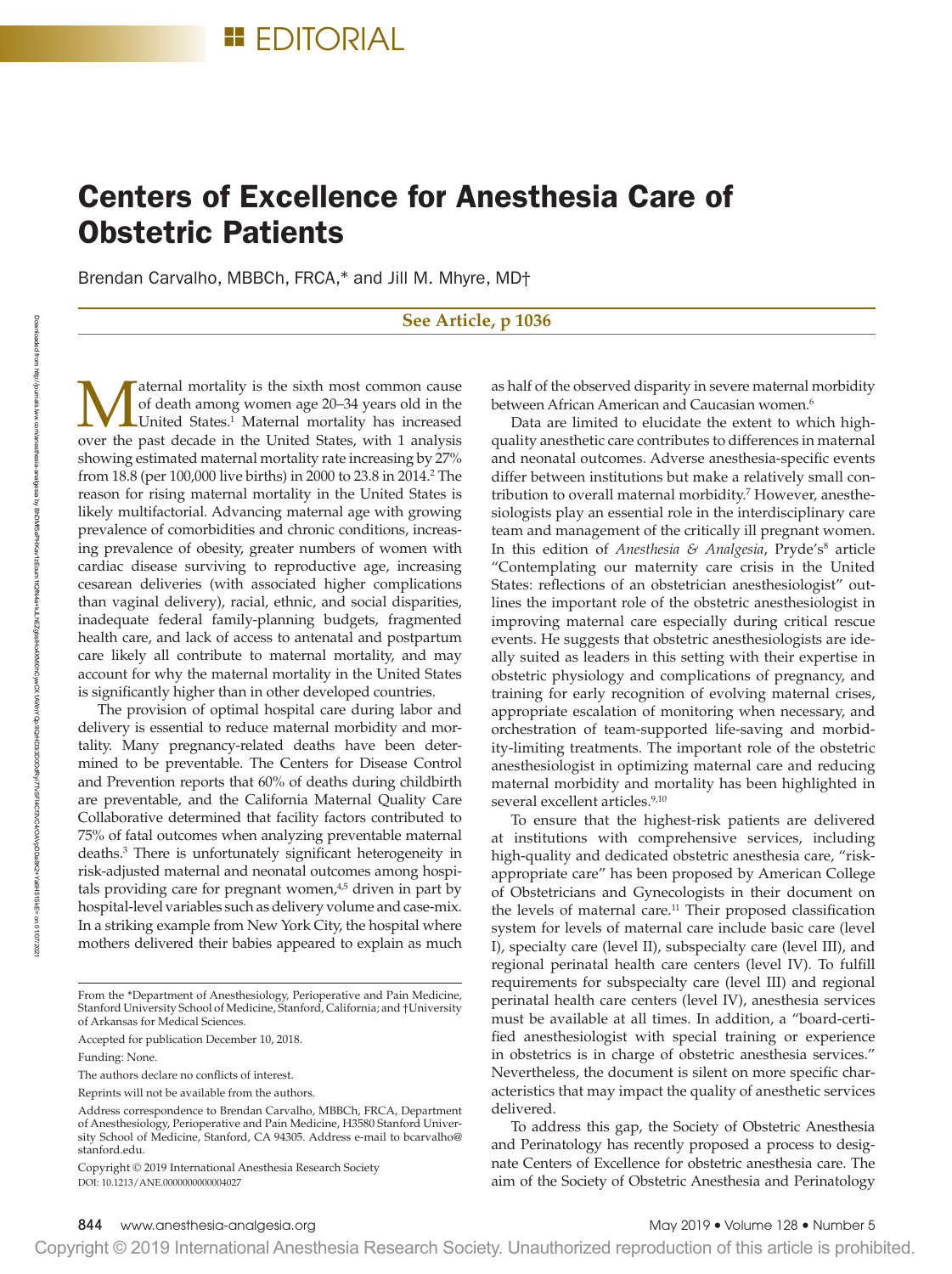EDITORIAL

# Centers of Excellence for Anesthesia Care of Obstetric Patients

Brendan Carvalho, MBBCh, FRCA,* and Jill M. Mhyre, MD†

**See Article, p 1036**

Maternal mortality is the sixth most common cause of death among women age 20–34 years old in the United States.[1] Maternal mortality has increased over the past decade in the United States, with 1 analysis showing estimated maternal mortality rate increasing by 27% from 18.8 (per 100,000 live births) in 2000 to 23.8 in 2014.[2] The reason for rising maternal mortality in the United States is likely multifactorial. Advancing maternal age with growing prevalence of comorbidities and chronic conditions, increasing prevalence of obesity, greater numbers of women with cardiac disease surviving to reproductive age, increasing cesarean deliveries (with associated higher complications than vaginal delivery), racial, ethnic, and social disparities, inadequate federal family-planning budgets, fragmented health care, and lack of access to antenatal and postpartum care likely all contribute to maternal mortality, and may account for why the maternal mortality in the United States is significantly higher than in other developed countries.

The provision of optimal hospital care during labor and delivery is essential to reduce maternal morbidity and mortality. Many pregnancy-related deaths have been determined to be preventable. The Centers for Disease Control and Prevention reports that 60% of deaths during childbirth are preventable, and the California Maternal Quality Care Collaborative determined that facility factors contributed to 75% of fatal outcomes when analyzing preventable maternal deaths.[3] There is unfortunately significant heterogeneity in risk-adjusted maternal and neonatal outcomes among hospitals providing care for pregnant women,[4,5] driven in part by hospital-level variables such as delivery volume and case-mix. In a striking example from New York City, the hospital where mothers delivered their babies appeared to explain as much as half of the observed disparity in severe maternal morbidity between African American and Caucasian women.[6]

Data are limited to elucidate the extent to which high-quality anesthetic care contributes to differences in maternal and neonatal outcomes. Adverse anesthesia-specific events differ between institutions but make a relatively small contribution to overall maternal morbidity.[7] However, anesthesiologists play an essential role in the interdisciplinary care team and management of the critically ill pregnant women. In this edition of *Anesthesia & Analgesia*, Pryde's[8] article "Contemplating our maternity care crisis in the United States: reflections of an obstetrician anesthesiologist" outlines the important role of the obstetric anesthesiologist in improving maternal care especially during critical rescue events. He suggests that obstetric anesthesiologists are ideally suited as leaders in this setting with their expertise in obstetric physiology and complications of pregnancy, and training for early recognition of evolving maternal crises, appropriate escalation of monitoring when necessary, and orchestration of team-supported life-saving and morbidity-limiting treatments. The important role of the obstetric anesthesiologist in optimizing maternal care and reducing maternal morbidity and mortality has been highlighted in several excellent articles.[9,10]

To ensure that the highest-risk patients are delivered at institutions with comprehensive services, including high-quality and dedicated obstetric anesthesia care, "risk-appropriate care" has been proposed by American College of Obstetricians and Gynecologists in their document on the levels of maternal care.[11] Their proposed classification system for levels of maternal care include basic care (level I), specialty care (level II), subspecialty care (level III), and regional perinatal health care centers (level IV). To fulfill requirements for subspecialty care (level III) and regional perinatal health care centers (level IV), anesthesia services must be available at all times. In addition, a "board-certified anesthesiologist with special training or experience in obstetrics is in charge of obstetric anesthesia services." Nevertheless, the document is silent on more specific characteristics that may impact the quality of anesthetic services delivered.

To address this gap, the Society of Obstetric Anesthesia and Perinatology has recently proposed a process to designate Centers of Excellence for obstetric anesthesia care. The aim of the Society of Obstetric Anesthesia and Perinatology

From the *Department of Anesthesiology, Perioperative and Pain Medicine, Stanford University School of Medicine, Stanford, California; and †University of Arkansas for Medical Sciences.

Accepted for publication December 10, 2018.

Funding: None.

The authors declare no conflicts of interest.

Reprints will not be available from the authors.

Address correspondence to Brendan Carvalho, MBBCh, FRCA, Department of Anesthesiology, Perioperative and Pain Medicine, H3580 Stanford University School of Medicine, Stanford, CA 94305. Address e-mail to bcarvalho@stanford.edu.

Copyright © 2019 International Anesthesia Research Society
DOI: 10.1213/ANE.0000000000004027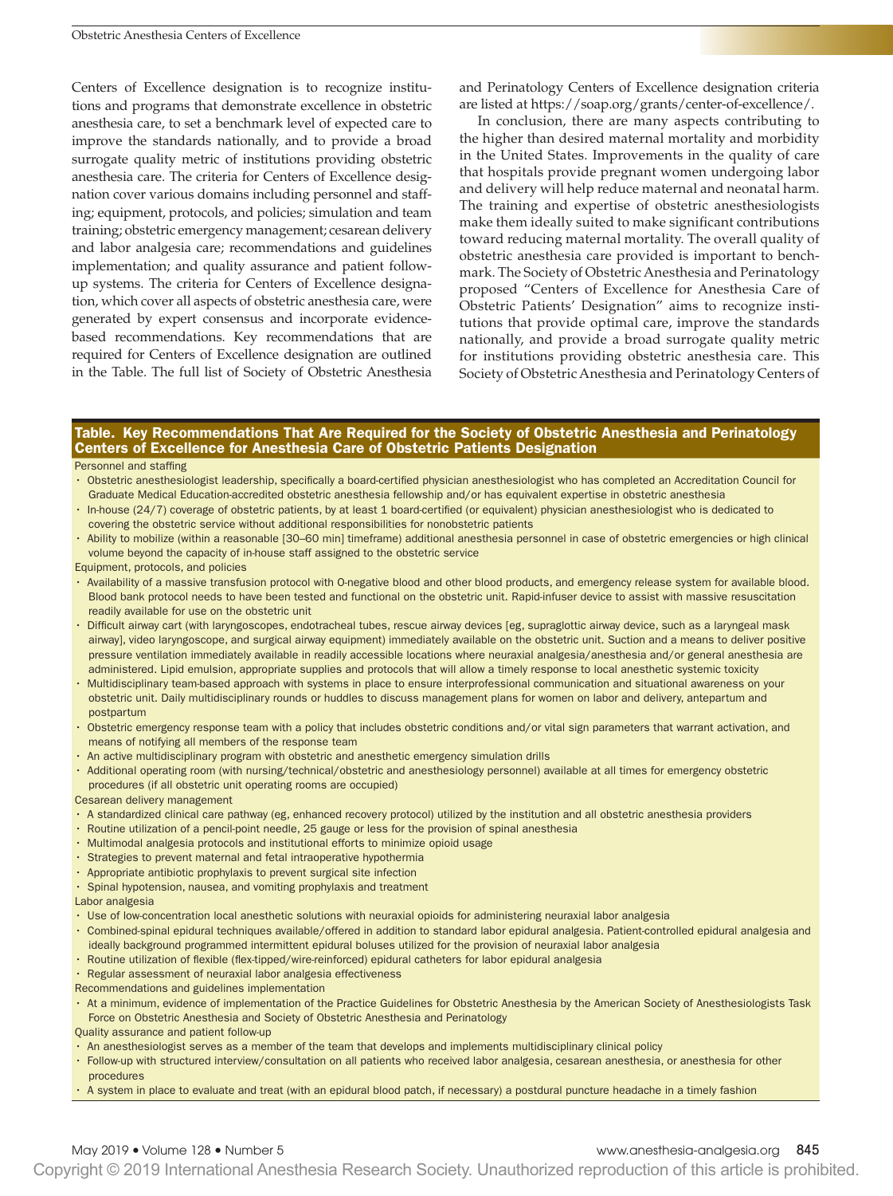Centers of Excellence designation is to recognize institutions and programs that demonstrate excellence in obstetric anesthesia care, to set a benchmark level of expected care to improve the standards nationally, and to provide a broad surrogate quality metric of institutions providing obstetric anesthesia care. The criteria for Centers of Excellence designation cover various domains including personnel and staffing; equipment, protocols, and policies; simulation and team training; obstetric emergency management; cesarean delivery and labor analgesia care; recommendations and guidelines implementation; and quality assurance and patient follow-up systems. The criteria for Centers of Excellence designation, which cover all aspects of obstetric anesthesia care, were generated by expert consensus and incorporate evidence-based recommendations. Key recommendations that are required for Centers of Excellence designation are outlined in the Table. The full list of Society of Obstetric Anesthesia and Perinatology Centers of Excellence designation criteria are listed at https://soap.org/grants/center-of-excellence/.

In conclusion, there are many aspects contributing to the higher than desired maternal mortality and morbidity in the United States. Improvements in the quality of care that hospitals provide pregnant women undergoing labor and delivery will help reduce maternal and neonatal harm. The training and expertise of obstetric anesthesiologists make them ideally suited to make significant contributions toward reducing maternal mortality. The overall quality of obstetric anesthesia care provided is important to benchmark. The Society of Obstetric Anesthesia and Perinatology proposed "Centers of Excellence for Anesthesia Care of Obstetric Patients' Designation" aims to recognize institutions that provide optimal care, improve the standards nationally, and provide a broad surrogate quality metric for institutions providing obstetric anesthesia care. This Society of Obstetric Anesthesia and Perinatology Centers of

**Table. Key Recommendations That Are Required for the Society of Obstetric Anesthesia and Perinatology Centers of Excellence for Anesthesia Care of Obstetric Patients Designation**

Personnel and staffing

- Obstetric anesthesiologist leadership, specifically a board-certified physician anesthesiologist who has completed an Accreditation Council for Graduate Medical Education-accredited obstetric anesthesia fellowship and/or has equivalent expertise in obstetric anesthesia
- In-house (24/7) coverage of obstetric patients, by at least 1 board-certified (or equivalent) physician anesthesiologist who is dedicated to covering the obstetric service without additional responsibilities for nonobstetric patients
- Ability to mobilize (within a reasonable [30–60 min] timeframe) additional anesthesia personnel in case of obstetric emergencies or high clinical volume beyond the capacity of in-house staff assigned to the obstetric service

Equipment, protocols, and policies

- Availability of a massive transfusion protocol with O-negative blood and other blood products, and emergency release system for available blood. Blood bank protocol needs to have been tested and functional on the obstetric unit. Rapid-infuser device to assist with massive resuscitation readily available for use on the obstetric unit
- Difficult airway cart (with laryngoscopes, endotracheal tubes, rescue airway devices [eg, supraglottic airway device, such as a laryngeal mask airway], video laryngoscope, and surgical airway equipment) immediately available on the obstetric unit. Suction and a means to deliver positive pressure ventilation immediately available in readily accessible locations where neuraxial analgesia/anesthesia and/or general anesthesia are administered. Lipid emulsion, appropriate supplies and protocols that will allow a timely response to local anesthetic systemic toxicity
- Multidisciplinary team-based approach with systems in place to ensure interprofessional communication and situational awareness on your obstetric unit. Daily multidisciplinary rounds or huddles to discuss management plans for women on labor and delivery, antepartum and postpartum
- Obstetric emergency response team with a policy that includes obstetric conditions and/or vital sign parameters that warrant activation, and means of notifying all members of the response team
- An active multidisciplinary program with obstetric and anesthetic emergency simulation drills
- Additional operating room (with nursing/technical/obstetric and anesthesiology personnel) available at all times for emergency obstetric procedures (if all obstetric unit operating rooms are occupied)

Cesarean delivery management

- A standardized clinical care pathway (eg, enhanced recovery protocol) utilized by the institution and all obstetric anesthesia providers
- Routine utilization of a pencil-point needle, 25 gauge or less for the provision of spinal anesthesia
- Multimodal analgesia protocols and institutional efforts to minimize opioid usage
- Strategies to prevent maternal and fetal intraoperative hypothermia
- Appropriate antibiotic prophylaxis to prevent surgical site infection
- Spinal hypotension, nausea, and vomiting prophylaxis and treatment

Labor analgesia

- Use of low-concentration local anesthetic solutions with neuraxial opioids for administering neuraxial labor analgesia
- Combined-spinal epidural techniques available/offered in addition to standard labor epidural analgesia. Patient-controlled epidural analgesia and ideally background programmed intermittent epidural boluses utilized for the provision of neuraxial labor analgesia
- Routine utilization of flexible (flex-tipped/wire-reinforced) epidural catheters for labor epidural analgesia
- Regular assessment of neuraxial labor analgesia effectiveness

Recommendations and guidelines implementation

- At a minimum, evidence of implementation of the Practice Guidelines for Obstetric Anesthesia by the American Society of Anesthesiologists Task Force on Obstetric Anesthesia and Society of Obstetric Anesthesia and Perinatology

Quality assurance and patient follow-up

- An anesthesiologist serves as a member of the team that develops and implements multidisciplinary clinical policy
- Follow-up with structured interview/consultation on all patients who received labor analgesia, cesarean anesthesia, or anesthesia for other procedures
- A system in place to evaluate and treat (with an epidural blood patch, if necessary) a postdural puncture headache in a timely fashion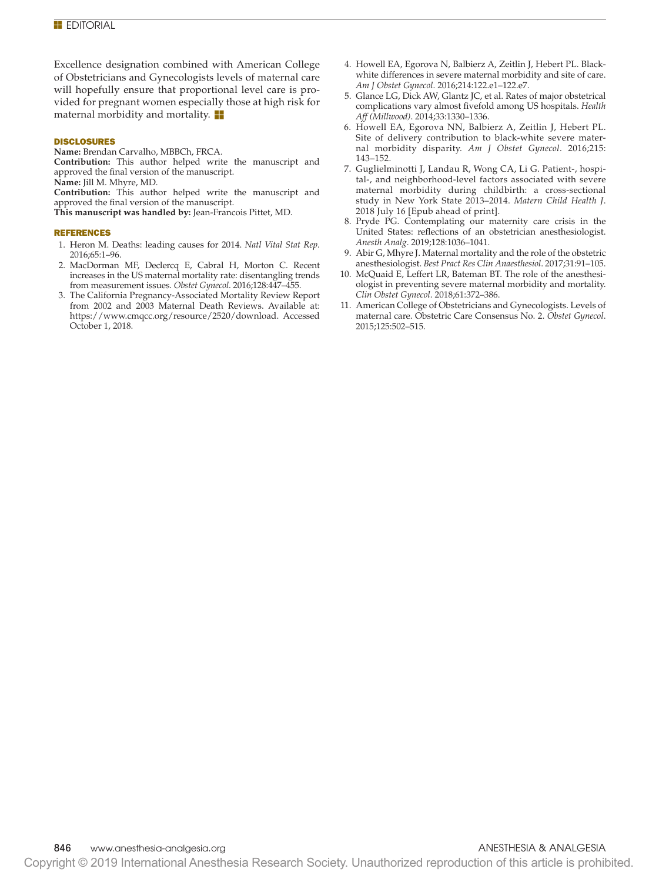Excellence designation combined with American College of Obstetricians and Gynecologists levels of maternal care will hopefully ensure that proportional level care is provided for pregnant women especially those at high risk for maternal morbidity and mortality.

### DISCLOSURES

**Name:** Brendan Carvalho, MBBCh, FRCA.
**Contribution:** This author helped write the manuscript and approved the final version of the manuscript.
**Name:** Jill M. Mhyre, MD.
**Contribution:** This author helped write the manuscript and approved the final version of the manuscript.
**This manuscript was handled by:** Jean-Francois Pittet, MD.

### REFERENCES

1. Heron M. Deaths: leading causes for 2014. *Natl Vital Stat Rep*. 2016;65:1–96.
2. MacDorman MF, Declercq E, Cabral H, Morton C. Recent increases in the US maternal mortality rate: disentangling trends from measurement issues. *Obstet Gynecol*. 2016;128:447–455.
3. The California Pregnancy-Associated Mortality Review Report from 2002 and 2003 Maternal Death Reviews. Available at: https://www.cmqcc.org/resource/2520/download. Accessed October 1, 2018.
4. Howell EA, Egorova N, Balbierz A, Zeitlin J, Hebert PL. Black-white differences in severe maternal morbidity and site of care. *Am J Obstet Gynecol*. 2016;214:122.e1–122.e7.
5. Glance LG, Dick AW, Glantz JC, et al. Rates of major obstetrical complications vary almost fivefold among US hospitals. *Health Aff (Millwood)*. 2014;33:1330–1336.
6. Howell EA, Egorova NN, Balbierz A, Zeitlin J, Hebert PL. Site of delivery contribution to black-white severe maternal morbidity disparity. *Am J Obstet Gynecol*. 2016;215:143–152.
7. Guglielminotti J, Landau R, Wong CA, Li G. Patient-, hospital-, and neighborhood-level factors associated with severe maternal morbidity during childbirth: a cross-sectional study in New York State 2013–2014. *Matern Child Health J*. 2018 July 16 [Epub ahead of print].
8. Pryde PG. Contemplating our maternity care crisis in the United States: reflections of an obstetrician anesthesiologist. *Anesth Analg*. 2019;128:1036–1041.
9. Abir G, Mhyre J. Maternal mortality and the role of the obstetric anesthesiologist. *Best Pract Res Clin Anaesthesiol*. 2017;31:91–105.
10. McQuaid E, Leffert LR, Bateman BT. The role of the anesthesiologist in preventing severe maternal morbidity and mortality. *Clin Obstet Gynecol*. 2018;61:372–386.
11. American College of Obstetricians and Gynecologists. Levels of maternal care. Obstetric Care Consensus No. 2. *Obstet Gynecol*. 2015;125:502–515.